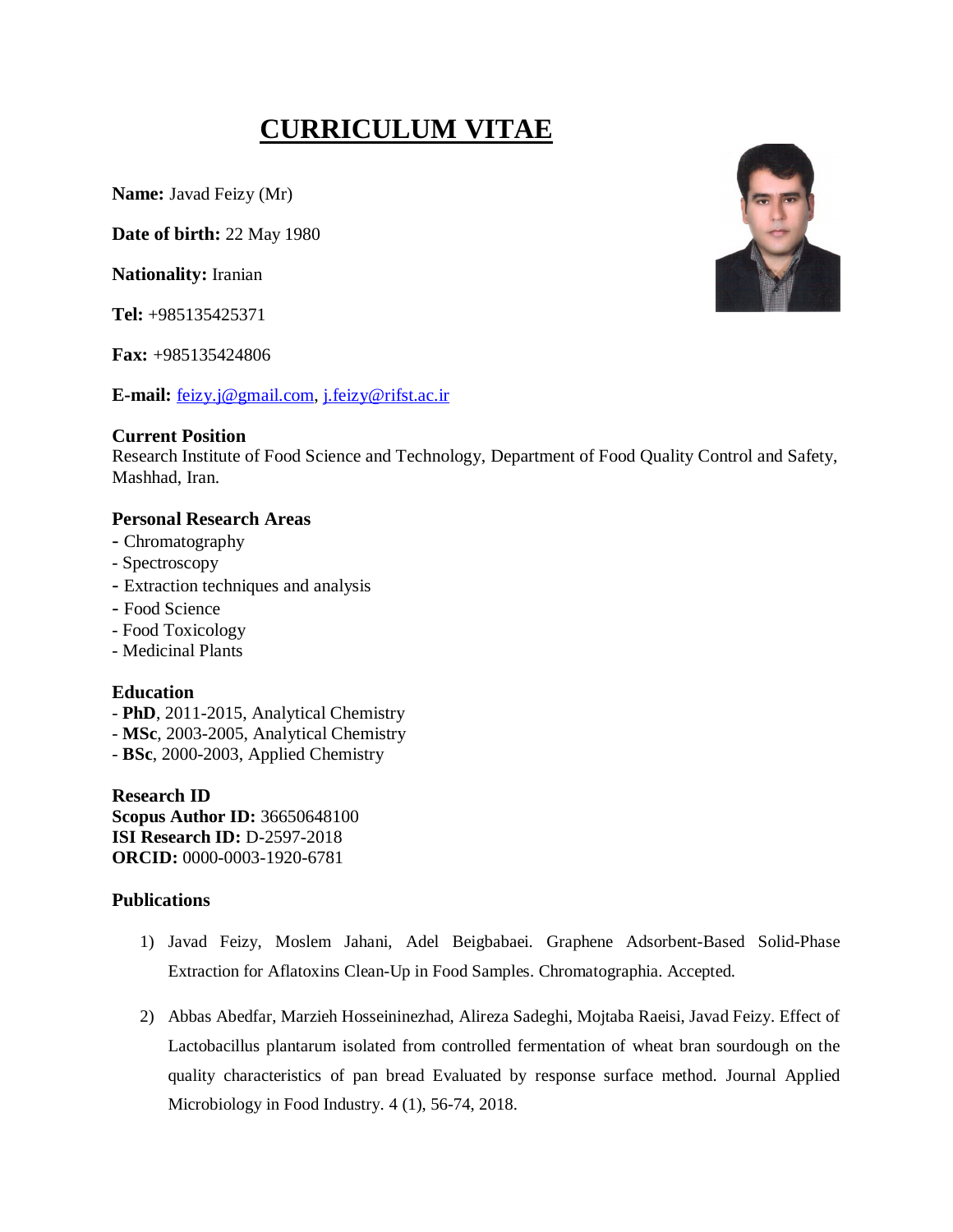# CURRICULUM VITAE

**Name:** Javad Feizy (Mr)

**Date of birth:** 22 May 1980

**Nationality:** Iranian

**Tel:** +985135425371

**Fax:** +985135424806

**E-mail:** feizy.j@gmail.com, j.feizy@rifst.ac.ir

### Current Position

Research Institute of Food Science and Technology, Department of Food Quality Control and Safety, Mashhad, Iran.

### Personal Research Areas

- Chromatography
- Spectroscopy
- Extraction techniques and analysis
- Food Science
- Food Toxicology
- Medicinal Plants

### Education

- **PhD**, 2011-2015, Analytical Chemistry
- **MSc**, 2003-2005, Analytical Chemistry
- **BSc**, 2000-2003, Applied Chemistry

### Research ID

**Scopus Author ID:** 36650648100
**ISI Research ID:** D-2597-2018
**ORCID:** 0000-0003-1920-6781

### Publications

1) Javad Feizy, Moslem Jahani, Adel Beigbabaei. Graphene Adsorbent-Based Solid-Phase Extraction for Aflatoxins Clean-Up in Food Samples. Chromatographia. Accepted.

2) Abbas Abedfar, Marzieh Hosseininezhad, Alireza Sadeghi, Mojtaba Raeisi, Javad Feizy. Effect of Lactobacillus plantarum isolated from controlled fermentation of wheat bran sourdough on the quality characteristics of pan bread Evaluated by response surface method. Journal Applied Microbiology in Food Industry. 4 (1), 56-74, 2018.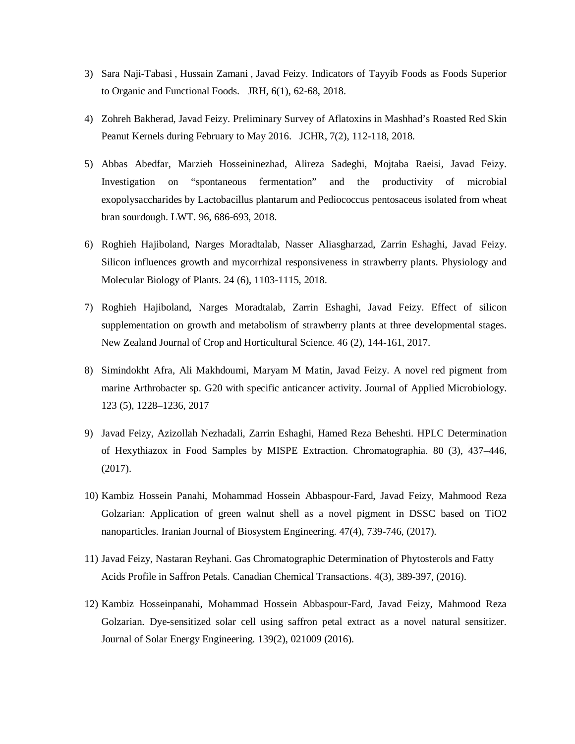3) Sara Naji-Tabasi , Hussain Zamani , Javad Feizy. Indicators of Tayyib Foods as Foods Superior to Organic and Functional Foods. JRH, 6(1), 62-68, 2018.

4) Zohreh Bakherad, Javad Feizy. Preliminary Survey of Aflatoxins in Mashhad's Roasted Red Skin Peanut Kernels during February to May 2016. JCHR, 7(2), 112-118, 2018.

5) Abbas Abedfar, Marzieh Hosseininezhad, Alireza Sadeghi, Mojtaba Raeisi, Javad Feizy. Investigation on "spontaneous fermentation" and the productivity of microbial exopolysaccharides by Lactobacillus plantarum and Pediococcus pentosaceus isolated from wheat bran sourdough. LWT. 96, 686-693, 2018.

6) Roghieh Hajiboland, Narges Moradtalab, Nasser Aliasgharzad, Zarrin Eshaghi, Javad Feizy. Silicon influences growth and mycorrhizal responsiveness in strawberry plants. Physiology and Molecular Biology of Plants. 24 (6), 1103-1115, 2018.

7) Roghieh Hajiboland, Narges Moradtalab, Zarrin Eshaghi, Javad Feizy. Effect of silicon supplementation on growth and metabolism of strawberry plants at three developmental stages. New Zealand Journal of Crop and Horticultural Science. 46 (2), 144-161, 2017.

8) Simindokht Afra, Ali Makhdoumi, Maryam M Matin, Javad Feizy. A novel red pigment from marine Arthrobacter sp. G20 with specific anticancer activity. Journal of Applied Microbiology. 123 (5), 1228–1236, 2017

9) Javad Feizy, Azizollah Nezhadali, Zarrin Eshaghi, Hamed Reza Beheshti. HPLC Determination of Hexythiazox in Food Samples by MISPE Extraction. Chromatographia. 80 (3), 437–446, (2017).

10) Kambiz Hossein Panahi, Mohammad Hossein Abbaspour-Fard, Javad Feizy, Mahmood Reza Golzarian: Application of green walnut shell as a novel pigment in DSSC based on $TiO_2$ nanoparticles. Iranian Journal of Biosystem Engineering. 47(4), 739-746, (2017).

11) Javad Feizy, Nastaran Reyhani. Gas Chromatographic Determination of Phytosterols and Fatty Acids Profile in Saffron Petals. Canadian Chemical Transactions. 4(3), 389-397, (2016).

12) Kambiz Hosseinpanahi, Mohammad Hossein Abbaspour-Fard, Javad Feizy, Mahmood Reza Golzarian. Dye-sensitized solar cell using saffron petal extract as a novel natural sensitizer. Journal of Solar Energy Engineering. 139(2), 021009 (2016).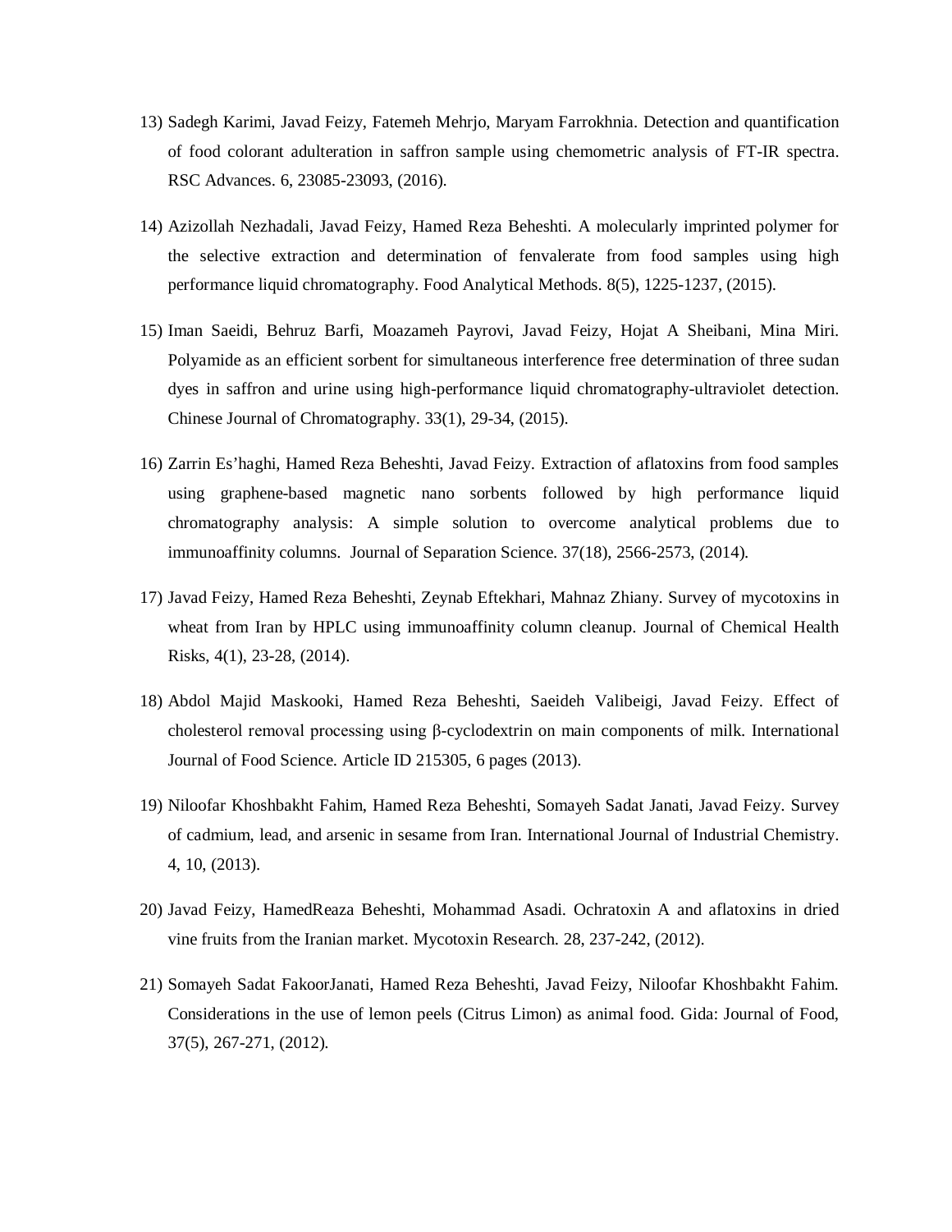13) Sadegh Karimi, Javad Feizy, Fatemeh Mehrjo, Maryam Farrokhnia. Detection and quantification of food colorant adulteration in saffron sample using chemometric analysis of FT-IR spectra. RSC Advances. 6, 23085-23093, (2016).

14) Azizollah Nezhadali, Javad Feizy, Hamed Reza Beheshti. A molecularly imprinted polymer for the selective extraction and determination of fenvalerate from food samples using high performance liquid chromatography. Food Analytical Methods. 8(5), 1225-1237, (2015).

15) Iman Saeidi, Behruz Barfi, Moazameh Payrovi, Javad Feizy, Hojat A Sheibani, Mina Miri. Polyamide as an efficient sorbent for simultaneous interference free determination of three sudan dyes in saffron and urine using high-performance liquid chromatography-ultraviolet detection. Chinese Journal of Chromatography. 33(1), 29-34, (2015).

16) Zarrin Es'haghi, Hamed Reza Beheshti, Javad Feizy. Extraction of aflatoxins from food samples using graphene-based magnetic nano sorbents followed by high performance liquid chromatography analysis: A simple solution to overcome analytical problems due to immunoaffinity columns. Journal of Separation Science. 37(18), 2566-2573, (2014).

17) Javad Feizy, Hamed Reza Beheshti, Zeynab Eftekhari, Mahnaz Zhiany. Survey of mycotoxins in wheat from Iran by HPLC using immunoaffinity column cleanup. Journal of Chemical Health Risks, 4(1), 23-28, (2014).

18) Abdol Majid Maskooki, Hamed Reza Beheshti, Saeideh Valibeigi, Javad Feizy. Effect of cholesterol removal processing using β-cyclodextrin on main components of milk. International Journal of Food Science. Article ID 215305, 6 pages (2013).

19) Niloofar Khoshbakht Fahim, Hamed Reza Beheshti, Somayeh Sadat Janati, Javad Feizy. Survey of cadmium, lead, and arsenic in sesame from Iran. International Journal of Industrial Chemistry. 4, 10, (2013).

20) Javad Feizy, HamedReaza Beheshti, Mohammad Asadi. Ochratoxin A and aflatoxins in dried vine fruits from the Iranian market. Mycotoxin Research. 28, 237-242, (2012).

21) Somayeh Sadat FakoorJanati, Hamed Reza Beheshti, Javad Feizy, Niloofar Khoshbakht Fahim. Considerations in the use of lemon peels (Citrus Limon) as animal food. Gida: Journal of Food, 37(5), 267-271, (2012).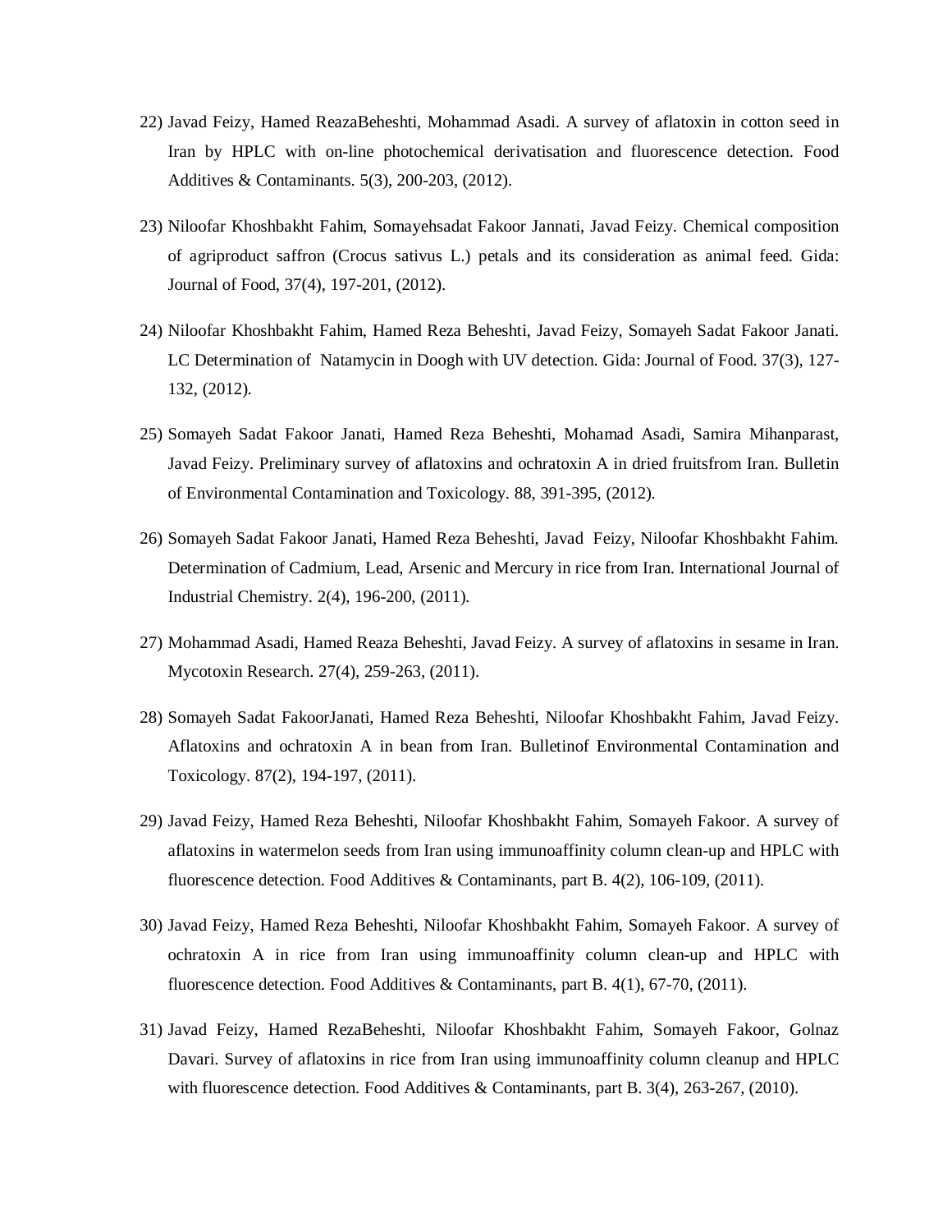22) Javad Feizy, Hamed ReazaBeheshti, Mohammad Asadi. A survey of aflatoxin in cotton seed in Iran by HPLC with on-line photochemical derivatisation and fluorescence detection. Food Additives & Contaminants. 5(3), 200-203, (2012).

23) Niloofar Khoshbakht Fahim, Somayehsadat Fakoor Jannati, Javad Feizy. Chemical composition of agriproduct saffron (Crocus sativus L.) petals and its consideration as animal feed. Gida: Journal of Food, 37(4), 197-201, (2012).

24) Niloofar Khoshbakht Fahim, Hamed Reza Beheshti, Javad Feizy, Somayeh Sadat Fakoor Janati. LC Determination of Natamycin in Doogh with UV detection. Gida: Journal of Food. 37(3), 127-132, (2012).

25) Somayeh Sadat Fakoor Janati, Hamed Reza Beheshti, Mohamad Asadi, Samira Mihanparast, Javad Feizy. Preliminary survey of aflatoxins and ochratoxin A in dried fruitsfrom Iran. Bulletin of Environmental Contamination and Toxicology. 88, 391-395, (2012).

26) Somayeh Sadat Fakoor Janati, Hamed Reza Beheshti, Javad Feizy, Niloofar Khoshbakht Fahim. Determination of Cadmium, Lead, Arsenic and Mercury in rice from Iran. International Journal of Industrial Chemistry. 2(4), 196-200, (2011).

27) Mohammad Asadi, Hamed Reaza Beheshti, Javad Feizy. A survey of aflatoxins in sesame in Iran. Mycotoxin Research. 27(4), 259-263, (2011).

28) Somayeh Sadat FakoorJanati, Hamed Reza Beheshti, Niloofar Khoshbakht Fahim, Javad Feizy. Aflatoxins and ochratoxin A in bean from Iran. Bulletinof Environmental Contamination and Toxicology. 87(2), 194-197, (2011).

29) Javad Feizy, Hamed Reza Beheshti, Niloofar Khoshbakht Fahim, Somayeh Fakoor. A survey of aflatoxins in watermelon seeds from Iran using immunoaffinity column clean-up and HPLC with fluorescence detection. Food Additives & Contaminants, part B. 4(2), 106-109, (2011).

30) Javad Feizy, Hamed Reza Beheshti, Niloofar Khoshbakht Fahim, Somayeh Fakoor. A survey of ochratoxin A in rice from Iran using immunoaffinity column clean-up and HPLC with fluorescence detection. Food Additives & Contaminants, part B. 4(1), 67-70, (2011).

31) Javad Feizy, Hamed RezaBeheshti, Niloofar Khoshbakht Fahim, Somayeh Fakoor, Golnaz Davari. Survey of aflatoxins in rice from Iran using immunoaffinity column cleanup and HPLC with fluorescence detection. Food Additives & Contaminants, part B. 3(4), 263-267, (2010).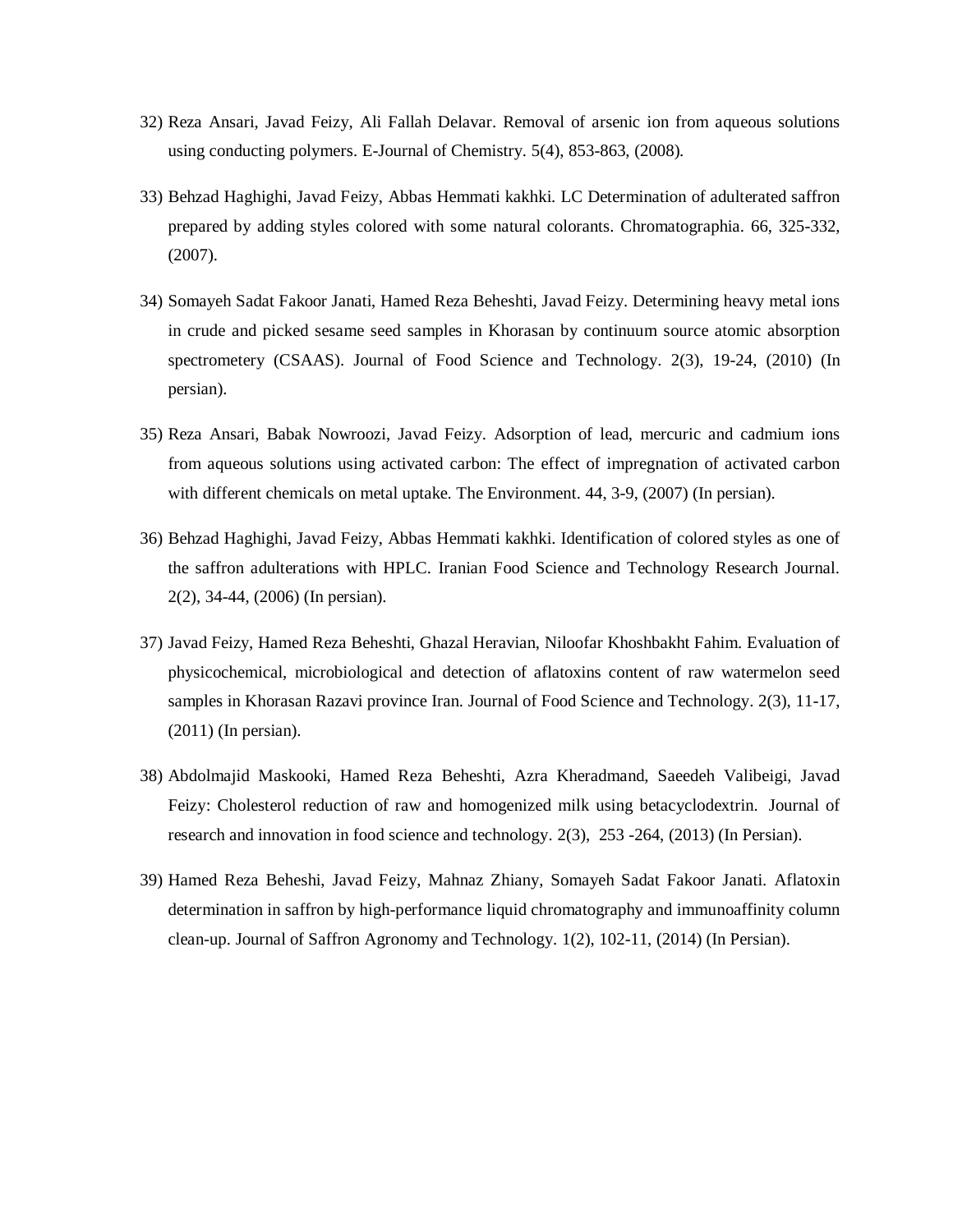32) Reza Ansari, Javad Feizy, Ali Fallah Delavar. Removal of arsenic ion from aqueous solutions using conducting polymers. E-Journal of Chemistry. 5(4), 853-863, (2008).

33) Behzad Haghighi, Javad Feizy, Abbas Hemmati kakhki. LC Determination of adulterated saffron prepared by adding styles colored with some natural colorants. Chromatographia. 66, 325-332, (2007).

34) Somayeh Sadat Fakoor Janati, Hamed Reza Beheshti, Javad Feizy. Determining heavy metal ions in crude and picked sesame seed samples in Khorasan by continuum source atomic absorption spectrometery (CSAAS). Journal of Food Science and Technology. 2(3), 19-24, (2010) (In persian).

35) Reza Ansari, Babak Nowroozi, Javad Feizy. Adsorption of lead, mercuric and cadmium ions from aqueous solutions using activated carbon: The effect of impregnation of activated carbon with different chemicals on metal uptake. The Environment. 44, 3-9, (2007) (In persian).

36) Behzad Haghighi, Javad Feizy, Abbas Hemmati kakhki. Identification of colored styles as one of the saffron adulterations with HPLC. Iranian Food Science and Technology Research Journal. 2(2), 34-44, (2006) (In persian).

37) Javad Feizy, Hamed Reza Beheshti, Ghazal Heravian, Niloofar Khoshbakht Fahim. Evaluation of physicochemical, microbiological and detection of aflatoxins content of raw watermelon seed samples in Khorasan Razavi province Iran. Journal of Food Science and Technology. 2(3), 11-17, (2011) (In persian).

38) Abdolmajid Maskooki, Hamed Reza Beheshti, Azra Kheradmand, Saeedeh Valibeigi, Javad Feizy: Cholesterol reduction of raw and homogenized milk using betacyclodextrin. Journal of research and innovation in food science and technology. 2(3), 253 -264, (2013) (In Persian).

39) Hamed Reza Beheshi, Javad Feizy, Mahnaz Zhiany, Somayeh Sadat Fakoor Janati. Aflatoxin determination in saffron by high-performance liquid chromatography and immunoaffinity column clean-up. Journal of Saffron Agronomy and Technology. 1(2), 102-11, (2014) (In Persian).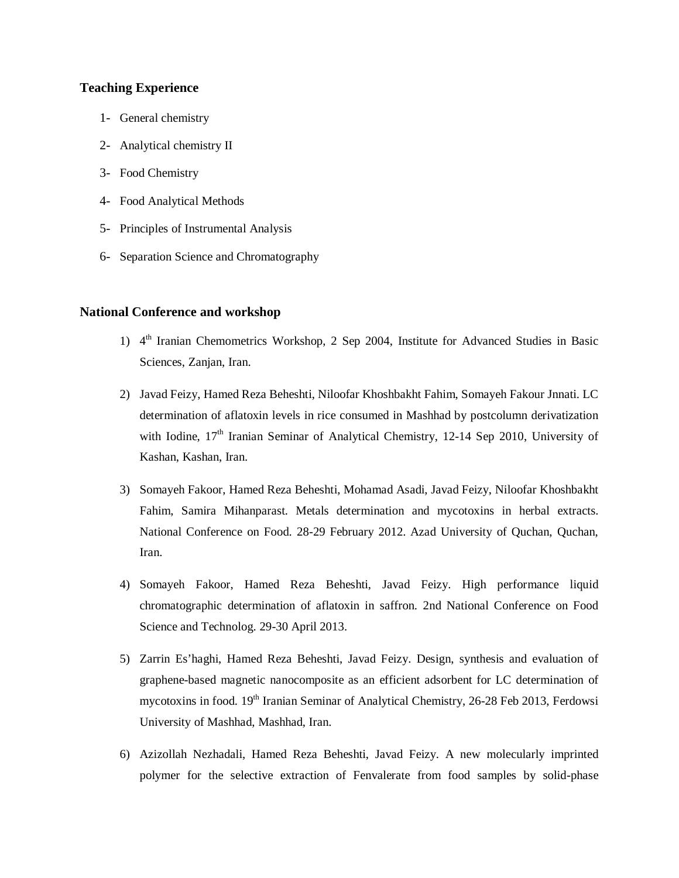## Teaching Experience

1- General chemistry
2- Analytical chemistry II
3- Food Chemistry
4- Food Analytical Methods
5- Principles of Instrumental Analysis
6- Separation Science and Chromatography

## National Conference and workshop

1) 4$^{th}$ Iranian Chemometrics Workshop, 2 Sep 2004, Institute for Advanced Studies in Basic Sciences, Zanjan, Iran.

2) Javad Feizy, Hamed Reza Beheshti, Niloofar Khoshbakht Fahim, Somayeh Fakour Jnnati. LC determination of aflatoxin levels in rice consumed in Mashhad by postcolumn derivatization with Iodine, 17$^{th}$ Iranian Seminar of Analytical Chemistry, 12-14 Sep 2010, University of Kashan, Kashan, Iran.

3) Somayeh Fakoor, Hamed Reza Beheshti, Mohamad Asadi, Javad Feizy, Niloofar Khoshbakht Fahim, Samira Mihanparast. Metals determination and mycotoxins in herbal extracts. National Conference on Food. 28-29 February 2012. Azad University of Quchan, Quchan, Iran.

4) Somayeh Fakoor, Hamed Reza Beheshti, Javad Feizy. High performance liquid chromatographic determination of aflatoxin in saffron. 2nd National Conference on Food Science and Technolog. 29-30 April 2013.

5) Zarrin Es'haghi, Hamed Reza Beheshti, Javad Feizy. Design, synthesis and evaluation of graphene-based magnetic nanocomposite as an efficient adsorbent for LC determination of mycotoxins in food. 19$^{th}$ Iranian Seminar of Analytical Chemistry, 26-28 Feb 2013, Ferdowsi University of Mashhad, Mashhad, Iran.

6) Azizollah Nezhadali, Hamed Reza Beheshti, Javad Feizy. A new molecularly imprinted polymer for the selective extraction of Fenvalerate from food samples by solid-phase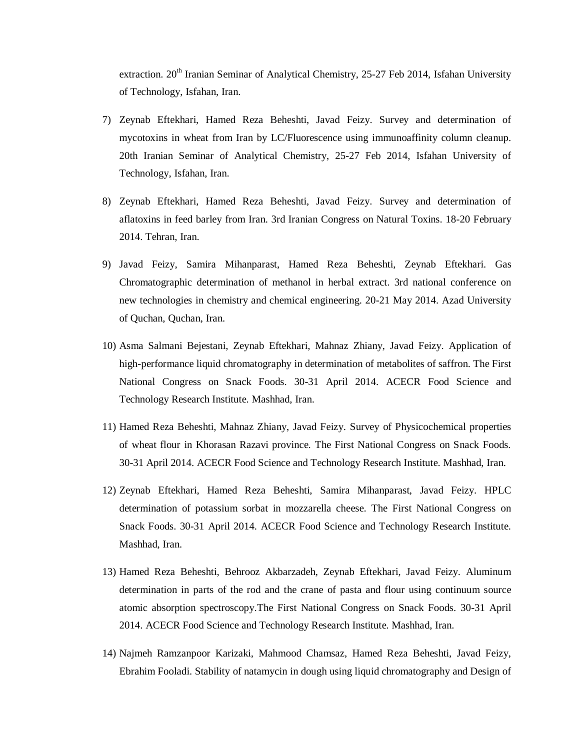extraction. 20[th] Iranian Seminar of Analytical Chemistry, 25-27 Feb 2014, Isfahan University of Technology, Isfahan, Iran.

7) Zeynab Eftekhari, Hamed Reza Beheshti, Javad Feizy. Survey and determination of mycotoxins in wheat from Iran by LC/Fluorescence using immunoaffinity column cleanup. 20th Iranian Seminar of Analytical Chemistry, 25-27 Feb 2014, Isfahan University of Technology, Isfahan, Iran.

8) Zeynab Eftekhari, Hamed Reza Beheshti, Javad Feizy. Survey and determination of aflatoxins in feed barley from Iran. 3rd Iranian Congress on Natural Toxins. 18-20 February 2014. Tehran, Iran.

9) Javad Feizy, Samira Mihanparast, Hamed Reza Beheshti, Zeynab Eftekhari. Gas Chromatographic determination of methanol in herbal extract. 3rd national conference on new technologies in chemistry and chemical engineering. 20-21 May 2014. Azad University of Quchan, Quchan, Iran.

10) Asma Salmani Bejestani, Zeynab Eftekhari, Mahnaz Zhiany, Javad Feizy. Application of high-performance liquid chromatography in determination of metabolites of saffron. The First National Congress on Snack Foods. 30-31 April 2014. ACECR Food Science and Technology Research Institute. Mashhad, Iran.

11) Hamed Reza Beheshti, Mahnaz Zhiany, Javad Feizy. Survey of Physicochemical properties of wheat flour in Khorasan Razavi province. The First National Congress on Snack Foods. 30-31 April 2014. ACECR Food Science and Technology Research Institute. Mashhad, Iran.

12) Zeynab Eftekhari, Hamed Reza Beheshti, Samira Mihanparast, Javad Feizy. HPLC determination of potassium sorbat in mozzarella cheese. The First National Congress on Snack Foods. 30-31 April 2014. ACECR Food Science and Technology Research Institute. Mashhad, Iran.

13) Hamed Reza Beheshti, Behrooz Akbarzadeh, Zeynab Eftekhari, Javad Feizy. Aluminum determination in parts of the rod and the crane of pasta and flour using continuum source atomic absorption spectroscopy.The First National Congress on Snack Foods. 30-31 April 2014. ACECR Food Science and Technology Research Institute. Mashhad, Iran.

14) Najmeh Ramzanpoor Karizaki, Mahmood Chamsaz, Hamed Reza Beheshti, Javad Feizy, Ebrahim Fooladi. Stability of natamycin in dough using liquid chromatography and Design of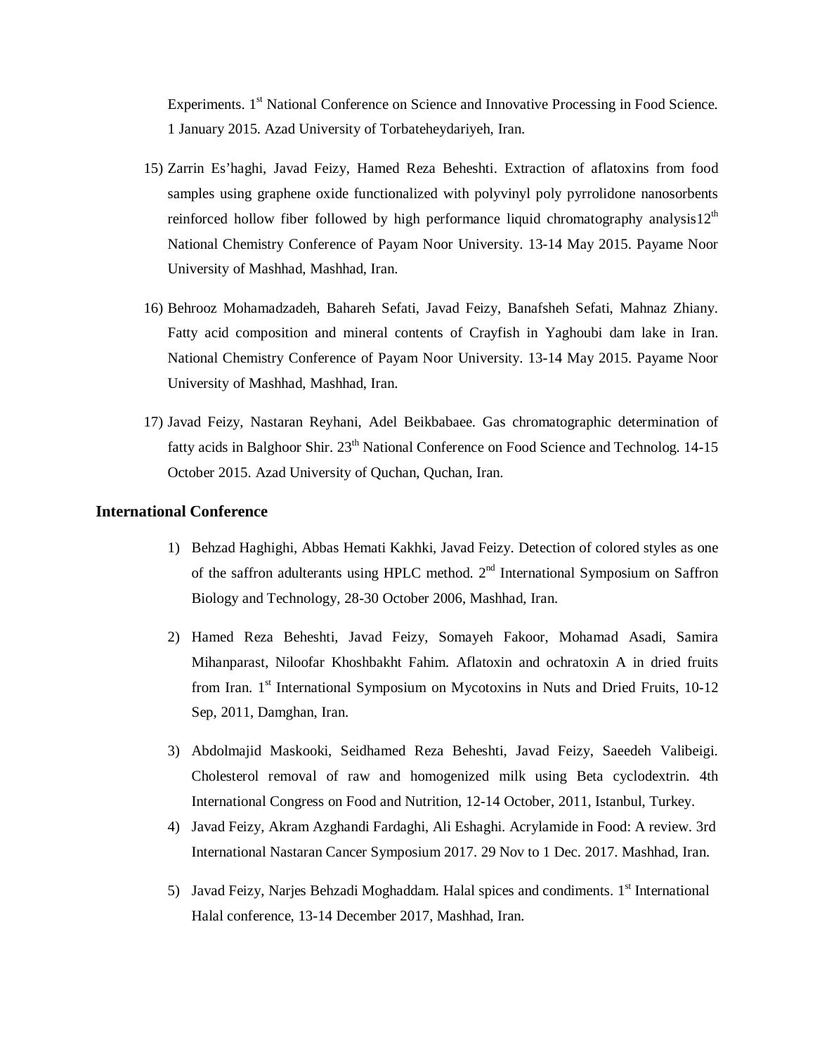Experiments. 1st National Conference on Science and Innovative Processing in Food Science. 1 January 2015. Azad University of Torbateheydariyeh, Iran.

15) Zarrin Es'haghi, Javad Feizy, Hamed Reza Beheshti. Extraction of aflatoxins from food samples using graphene oxide functionalized with polyvinyl poly pyrrolidone nanosorbents reinforced hollow fiber followed by high performance liquid chromatography analysis12th National Chemistry Conference of Payam Noor University. 13-14 May 2015. Payame Noor University of Mashhad, Mashhad, Iran.

16) Behrooz Mohamadzadeh, Bahareh Sefati, Javad Feizy, Banafsheh Sefati, Mahnaz Zhiany. Fatty acid composition and mineral contents of Crayfish in Yaghoubi dam lake in Iran. National Chemistry Conference of Payam Noor University. 13-14 May 2015. Payame Noor University of Mashhad, Mashhad, Iran.

17) Javad Feizy, Nastaran Reyhani, Adel Beikbabaee. Gas chromatographic determination of fatty acids in Balghoor Shir. 23th National Conference on Food Science and Technolog. 14-15 October 2015. Azad University of Quchan, Quchan, Iran.

## International Conference

1) Behzad Haghighi, Abbas Hemati Kakhki, Javad Feizy. Detection of colored styles as one of the saffron adulterants using HPLC method. 2nd International Symposium on Saffron Biology and Technology, 28-30 October 2006, Mashhad, Iran.

2) Hamed Reza Beheshti, Javad Feizy, Somayeh Fakoor, Mohamad Asadi, Samira Mihanparast, Niloofar Khoshbakht Fahim. Aflatoxin and ochratoxin A in dried fruits from Iran. 1st International Symposium on Mycotoxins in Nuts and Dried Fruits, 10-12 Sep, 2011, Damghan, Iran.

3) Abdolmajid Maskooki, Seidhamed Reza Beheshti, Javad Feizy, Saeedeh Valibeigi. Cholesterol removal of raw and homogenized milk using Beta cyclodextrin. 4th International Congress on Food and Nutrition, 12-14 October, 2011, Istanbul, Turkey.

4) Javad Feizy, Akram Azghandi Fardaghi, Ali Eshaghi. Acrylamide in Food: A review. 3rd International Nastaran Cancer Symposium 2017. 29 Nov to 1 Dec. 2017. Mashhad, Iran.

5) Javad Feizy, Narjes Behzadi Moghaddam. Halal spices and condiments. 1st International Halal conference, 13-14 December 2017, Mashhad, Iran.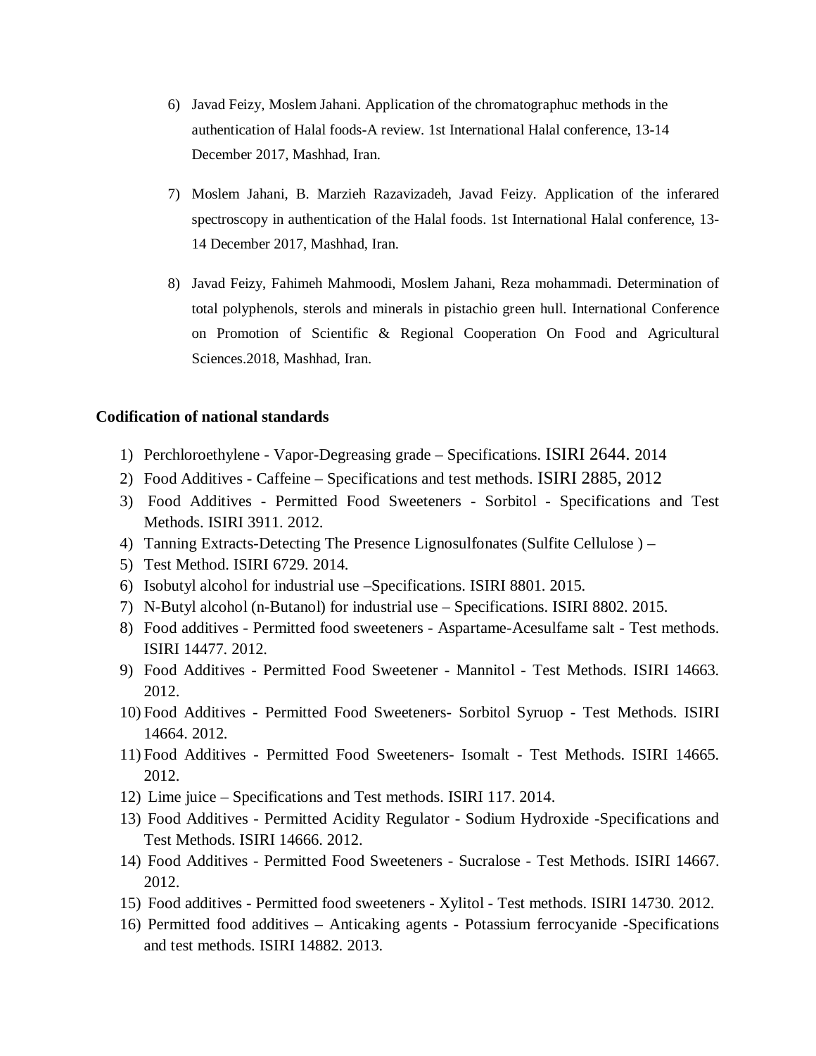6) Javad Feizy, Moslem Jahani. Application of the chromatographuc methods in the authentication of Halal foods-A review. 1st International Halal conference, 13-14 December 2017, Mashhad, Iran.

7) Moslem Jahani, B. Marzieh Razavizadeh, Javad Feizy. Application of the inferared spectroscopy in authentication of the Halal foods. 1st International Halal conference, 13-14 December 2017, Mashhad, Iran.

8) Javad Feizy, Fahimeh Mahmoodi, Moslem Jahani, Reza mohammadi. Determination of total polyphenols, sterols and minerals in pistachio green hull. International Conference on Promotion of Scientific & Regional Cooperation On Food and Agricultural Sciences.2018, Mashhad, Iran.

**Codification of national standards**

1) Perchloroethylene - Vapor-Degreasing grade – Specifications. ISIRI 2644. 2014
2) Food Additives - Caffeine – Specifications and test methods. ISIRI 2885, 2012
3) Food Additives - Permitted Food Sweeteners - Sorbitol - Specifications and Test Methods. ISIRI 3911. 2012.
4) Tanning Extracts-Detecting The Presence Lignosulfonates (Sulfite Cellulose ) –
5) Test Method. ISIRI 6729. 2014.
6) Isobutyl alcohol for industrial use –Specifications. ISIRI 8801. 2015.
7) N-Butyl alcohol (n-Butanol) for industrial use – Specifications. ISIRI 8802. 2015.
8) Food additives - Permitted food sweeteners - Aspartame-Acesulfame salt - Test methods. ISIRI 14477. 2012.
9) Food Additives - Permitted Food Sweetener - Mannitol - Test Methods. ISIRI 14663. 2012.
10) Food Additives - Permitted Food Sweeteners- Sorbitol Syruop - Test Methods. ISIRI 14664. 2012.
11) Food Additives - Permitted Food Sweeteners- Isomalt - Test Methods. ISIRI 14665. 2012.
12) Lime juice – Specifications and Test methods. ISIRI 117. 2014.
13) Food Additives - Permitted Acidity Regulator - Sodium Hydroxide -Specifications and Test Methods. ISIRI 14666. 2012.
14) Food Additives - Permitted Food Sweeteners - Sucralose - Test Methods. ISIRI 14667. 2012.
15) Food additives - Permitted food sweeteners - Xylitol - Test methods. ISIRI 14730. 2012.
16) Permitted food additives – Anticaking agents - Potassium ferrocyanide -Specifications and test methods. ISIRI 14882. 2013.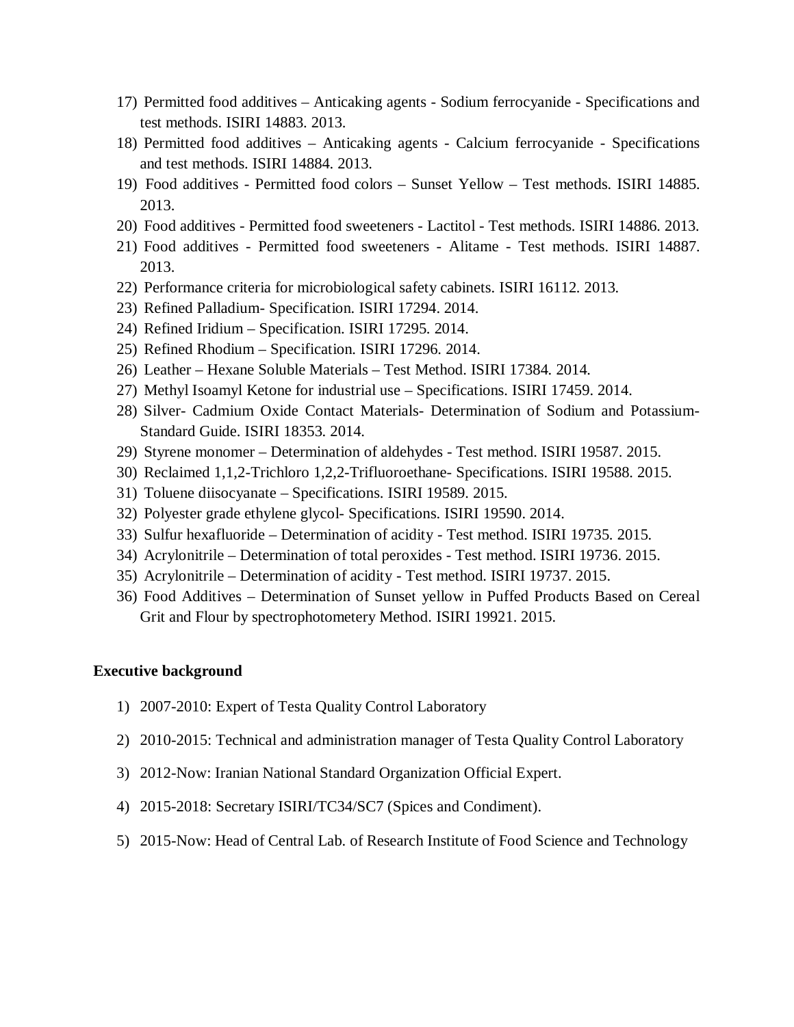17) Permitted food additives – Anticaking agents - Sodium ferrocyanide - Specifications and test methods. ISIRI 14883. 2013.
18) Permitted food additives – Anticaking agents - Calcium ferrocyanide - Specifications and test methods. ISIRI 14884. 2013.
19) Food additives - Permitted food colors – Sunset Yellow – Test methods. ISIRI 14885. 2013.
20) Food additives - Permitted food sweeteners - Lactitol - Test methods. ISIRI 14886. 2013.
21) Food additives - Permitted food sweeteners - Alitame - Test methods. ISIRI 14887. 2013.
22) Performance criteria for microbiological safety cabinets. ISIRI 16112. 2013.
23) Refined Palladium- Specification. ISIRI 17294. 2014.
24) Refined Iridium – Specification. ISIRI 17295. 2014.
25) Refined Rhodium – Specification. ISIRI 17296. 2014.
26) Leather – Hexane Soluble Materials – Test Method. ISIRI 17384. 2014.
27) Methyl Isoamyl Ketone for industrial use – Specifications. ISIRI 17459. 2014.
28) Silver- Cadmium Oxide Contact Materials- Determination of Sodium and Potassium- Standard Guide. ISIRI 18353. 2014.
29) Styrene monomer – Determination of aldehydes - Test method. ISIRI 19587. 2015.
30) Reclaimed 1,1,2-Trichloro 1,2,2-Trifluoroethane- Specifications. ISIRI 19588. 2015.
31) Toluene diisocyanate – Specifications. ISIRI 19589. 2015.
32) Polyester grade ethylene glycol- Specifications. ISIRI 19590. 2014.
33) Sulfur hexafluoride – Determination of acidity - Test method. ISIRI 19735. 2015.
34) Acrylonitrile – Determination of total peroxides - Test method. ISIRI 19736. 2015.
35) Acrylonitrile – Determination of acidity - Test method. ISIRI 19737. 2015.
36) Food Additives – Determination of Sunset yellow in Puffed Products Based on Cereal Grit and Flour by spectrophotometery Method. ISIRI 19921. 2015.

**Executive background**

1) 2007-2010: Expert of Testa Quality Control Laboratory
2) 2010-2015: Technical and administration manager of Testa Quality Control Laboratory
3) 2012-Now: Iranian National Standard Organization Official Expert.
4) 2015-2018: Secretary ISIRI/TC34/SC7 (Spices and Condiment).
5) 2015-Now: Head of Central Lab. of Research Institute of Food Science and Technology